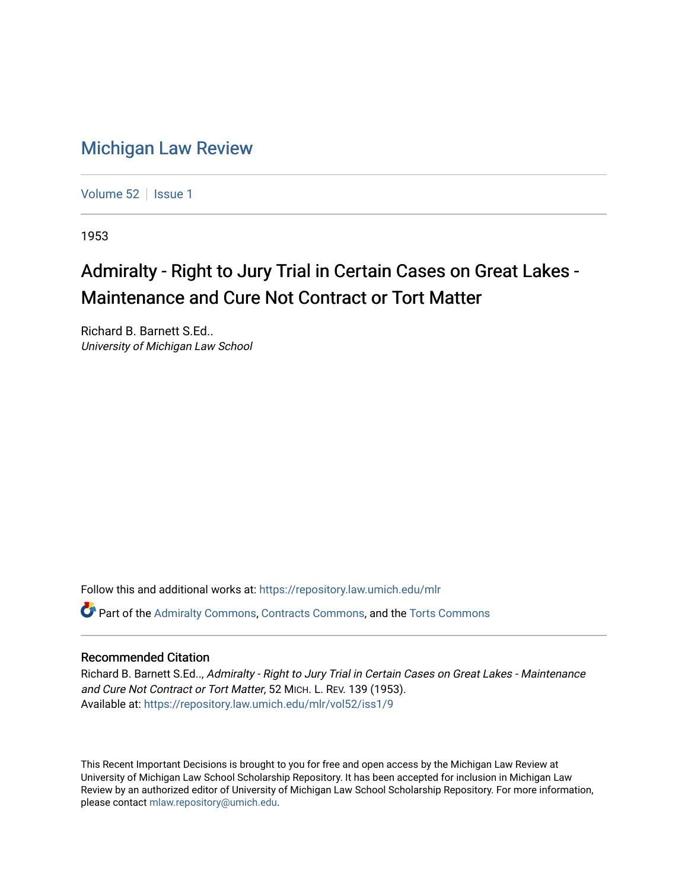# Michigan Law Review

Volume 52 | Issue 1

1953

## Admiralty - Right to Jury Trial in Certain Cases on Great Lakes - Maintenance and Cure Not Contract or Tort Matter

Richard B. Barnett S.Ed..
*University of Michigan Law School*

Follow this and additional works at: https://repository.law.umich.edu/mlr

Part of the Admiralty Commons, Contracts Commons, and the Torts Commons

### Recommended Citation

Richard B. Barnett S.Ed.., *Admiralty - Right to Jury Trial in Certain Cases on Great Lakes - Maintenance and Cure Not Contract or Tort Matter*, 52 MICH. L. REV. 139 (1953).
Available at: https://repository.law.umich.edu/mlr/vol52/iss1/9

This Recent Important Decisions is brought to you for free and open access by the Michigan Law Review at University of Michigan Law School Scholarship Repository. It has been accepted for inclusion in Michigan Law Review by an authorized editor of University of Michigan Law School Scholarship Repository. For more information, please contact mlaw.repository@umich.edu.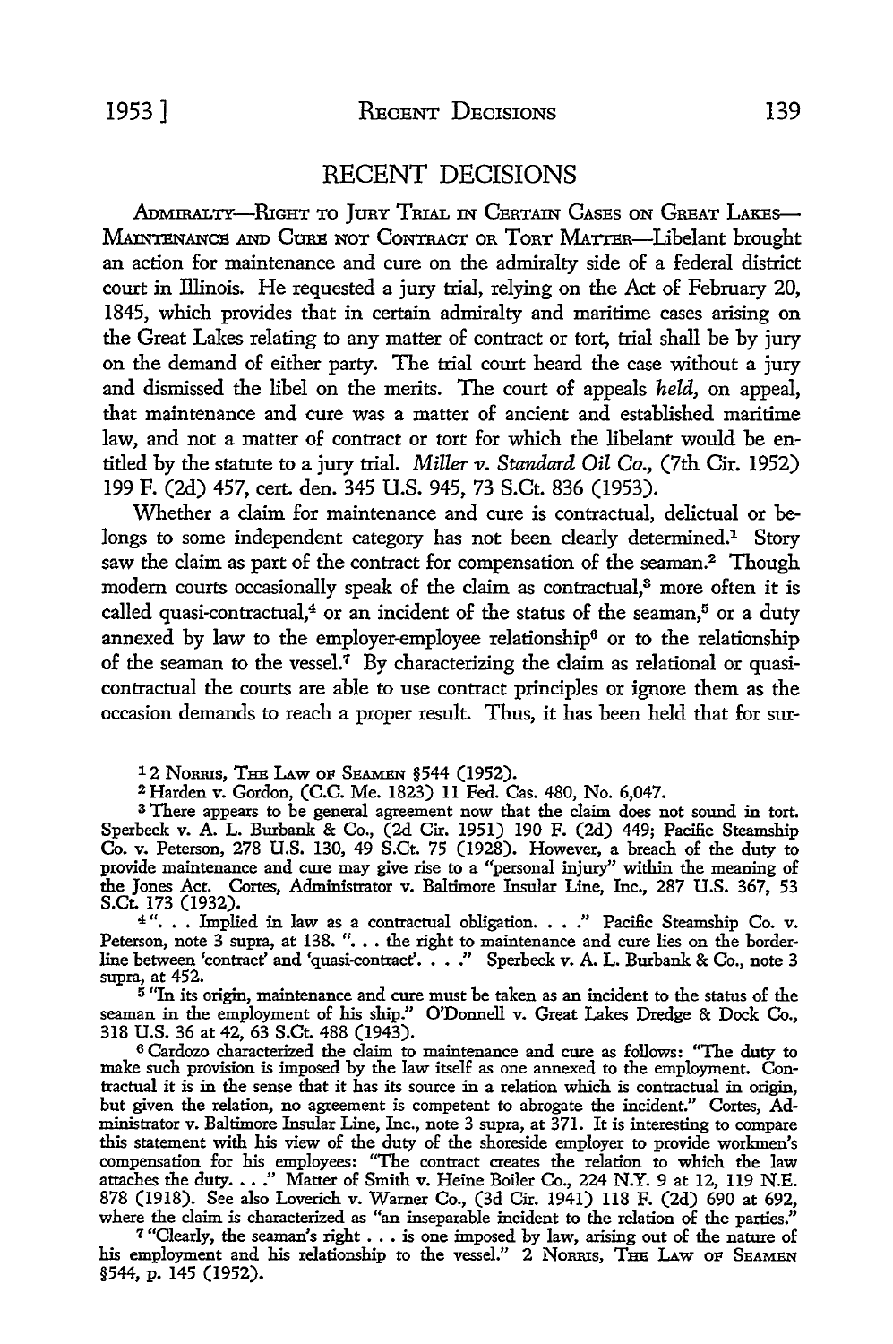# RECENT DECISIONS

Admiralty—Right to Jury Trial in Certain Cases on Great Lakes—Maintenance and Cure not Contract or Tort Matter—Libelant brought an action for maintenance and cure on the admiralty side of a federal district court in Illinois. He requested a jury trial, relying on the Act of February 20, 1845, which provides that in certain admiralty and maritime cases arising on the Great Lakes relating to any matter of contract or tort, trial shall be by jury on the demand of either party. The trial court heard the case without a jury and dismissed the libel on the merits. The court of appeals *held*, on appeal, that maintenance and cure was a matter of ancient and established maritime law, and not a matter of contract or tort for which the libelant would be entitled by the statute to a jury trial. *Miller v. Standard Oil Co.*, (7th Cir. 1952) 199 F. (2d) 457, cert. den. 345 U.S. 945, 73 S.Ct. 836 (1953).

Whether a claim for maintenance and cure is contractual, delictual or belongs to some independent category has not been clearly determined.[1] Story saw the claim as part of the contract for compensation of the seaman.[2] Though modern courts occasionally speak of the claim as contractual,[3] more often it is called quasi-contractual,[4] or an incident of the status of the seaman,[5] or a duty annexed by law to the employer-employee relationship[6] or to the relationship of the seaman to the vessel.[7] By characterizing the claim as relational or quasi-contractual the courts are able to use contract principles or ignore them as the occasion demands to reach a proper result. Thus, it has been held that for sur-

---

[1] 2 Norris, The Law of Seamen §544 (1952).

[2] Harden v. Gordon, (C.C. Me. 1823) 11 Fed. Cas. 480, No. 6,047.

[3] There appears to be general agreement now that the claim does not sound in tort. Sperbeck v. A. L. Burbank & Co., (2d Cir. 1951) 190 F. (2d) 449; Pacific Steamship Co. v. Peterson, 278 U.S. 130, 49 S.Ct. 75 (1928). However, a breach of the duty to provide maintenance and cure may give rise to a "personal injury" within the meaning of the Jones Act. Cortes, Administrator v. Baltimore Insular Line, Inc., 287 U.S. 367, 53 S.Ct. 173 (1932).

[4] ". . . Implied in law as a contractual obligation. . . ." Pacific Steamship Co. v. Peterson, note 3 supra, at 138. ". . . the right to maintenance and cure lies on the borderline between 'contract' and 'quasi-contract'. . . ." Sperbeck v. A. L. Burbank & Co., note 3 supra, at 452.

[5] "In its origin, maintenance and cure must be taken as an incident to the status of the seaman in the employment of his ship." O'Donnell v. Great Lakes Dredge & Dock Co., 318 U.S. 36 at 42, 63 S.Ct. 488 (1943).

[6] Cardozo characterized the claim to maintenance and cure as follows: "The duty to make such provision is imposed by the law itself as one annexed to the employment. Contractual it is in the sense that it has its source in a relation which is contractual in origin, but given the relation, no agreement is competent to abrogate the incident." Cortes, Administrator v. Baltimore Insular Line, Inc., note 3 supra, at 371. It is interesting to compare this statement with his view of the duty of the shoreside employer to provide workmen's compensation for his employees: "The contract creates the relation to which the law attaches the duty. . . ." Matter of Smith v. Heine Boiler Co., 224 N.Y. 9 at 12, 119 N.E. 878 (1918). See also Loverich v. Warner Co., (3d Cir. 1941) 118 F. (2d) 690 at 692, where the claim is characterized as "an inseparable incident to the relation of the parties."

[7] "Clearly, the seaman's right . . . is one imposed by law, arising out of the nature of his employment and his relationship to the vessel." 2 Norris, The Law of Seamen §544, p. 145 (1952).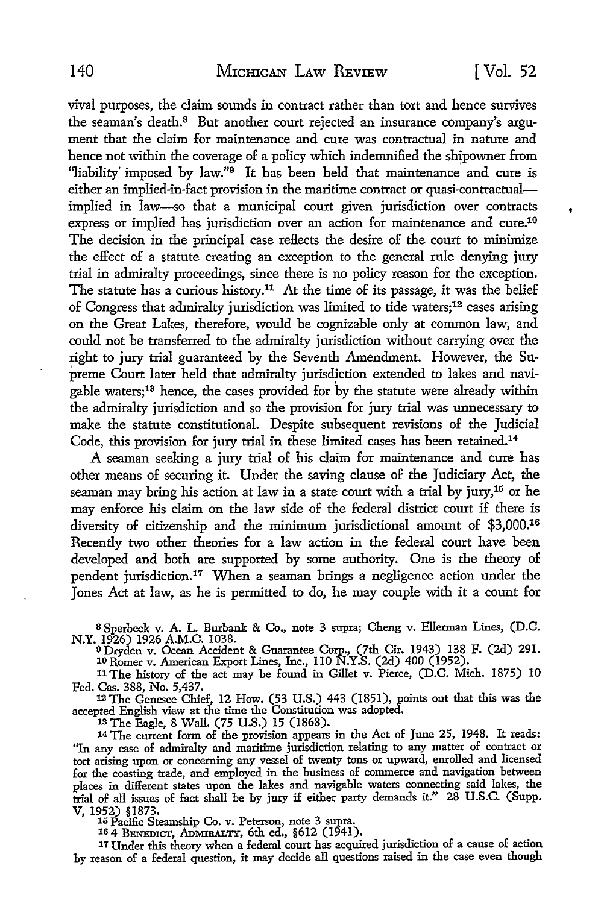vival purposes, the claim sounds in contract rather than tort and hence survives the seaman's death.[8] But another court rejected an insurance company's argument that the claim for maintenance and cure was contractual in nature and hence not within the coverage of a policy which indemnified the shipowner from "liability imposed by law."[9] It has been held that maintenance and cure is either an implied-in-fact provision in the maritime contract or quasi-contractual—implied in law—so that a municipal court given jurisdiction over contracts express or implied has jurisdiction over an action for maintenance and cure.[10] The decision in the principal case reflects the desire of the court to minimize the effect of a statute creating an exception to the general rule denying jury trial in admiralty proceedings, since there is no policy reason for the exception. The statute has a curious history.[11] At the time of its passage, it was the belief of Congress that admiralty jurisdiction was limited to tide waters;[12] cases arising on the Great Lakes, therefore, would be cognizable only at common law, and could not be transferred to the admiralty jurisdiction without carrying over the right to jury trial guaranteed by the Seventh Amendment. However, the Supreme Court later held that admiralty jurisdiction extended to lakes and navigable waters;[13] hence, the cases provided for by the statute were already within the admiralty jurisdiction and so the provision for jury trial was unnecessary to make the statute constitutional. Despite subsequent revisions of the Judicial Code, this provision for jury trial in these limited cases has been retained.[14]

A seaman seeking a jury trial of his claim for maintenance and cure has other means of securing it. Under the saving clause of the Judiciary Act, the seaman may bring his action at law in a state court with a trial by jury,[15] or he may enforce his claim on the law side of the federal district court if there is diversity of citizenship and the minimum jurisdictional amount of $3,000.[16] Recently two other theories for a law action in the federal court have been developed and both are supported by some authority. One is the theory of pendent jurisdiction.[17] When a seaman brings a negligence action under the Jones Act at law, as he is permitted to do, he may couple with it a count for

[8] Sperbeck v. A. L. Burbank & Co., note 3 supra; Cheng v. Ellerman Lines, (D.C. N.Y. 1926) 1926 A.M.C. 1038.

[9] Dryden v. Ocean Accident & Guarantee Corp., (7th Cir. 1943) 138 F. (2d) 291.

[10] Romer v. American Export Lines, Inc., 110 N.Y.S. (2d) 400 (1952).

[11] The history of the act may be found in Gillet v. Pierce, (D.C. Mich. 1875) 10 Fed. Cas. 388, No. 5,437.

[12] The Genesee Chief, 12 How. (53 U.S.) 443 (1851), points out that this was the accepted English view at the time the Constitution was adopted.

[13] The Eagle, 8 Wall. (75 U.S.) 15 (1868).

[14] The current form of the provision appears in the Act of June 25, 1948. It reads: "In any case of admiralty and maritime jurisdiction relating to any matter of contract or tort arising upon or concerning any vessel of twenty tons or upward, enrolled and licensed for the coasting trade, and employed in the business of commerce and navigation between places in different states upon the lakes and navigable waters connecting said lakes, the trial of all issues of fact shall be by jury if either party demands it." 28 U.S.C. (Supp. V, 1952) §1873.

[15] Pacific Steamship Co. v. Peterson, note 3 supra.

[16] 4 BENEDICT, ADMIRALTY, 6th ed., §612 (1941).

[17] Under this theory when a federal court has acquired jurisdiction of a cause of action by reason of a federal question, it may decide all questions raised in the case even though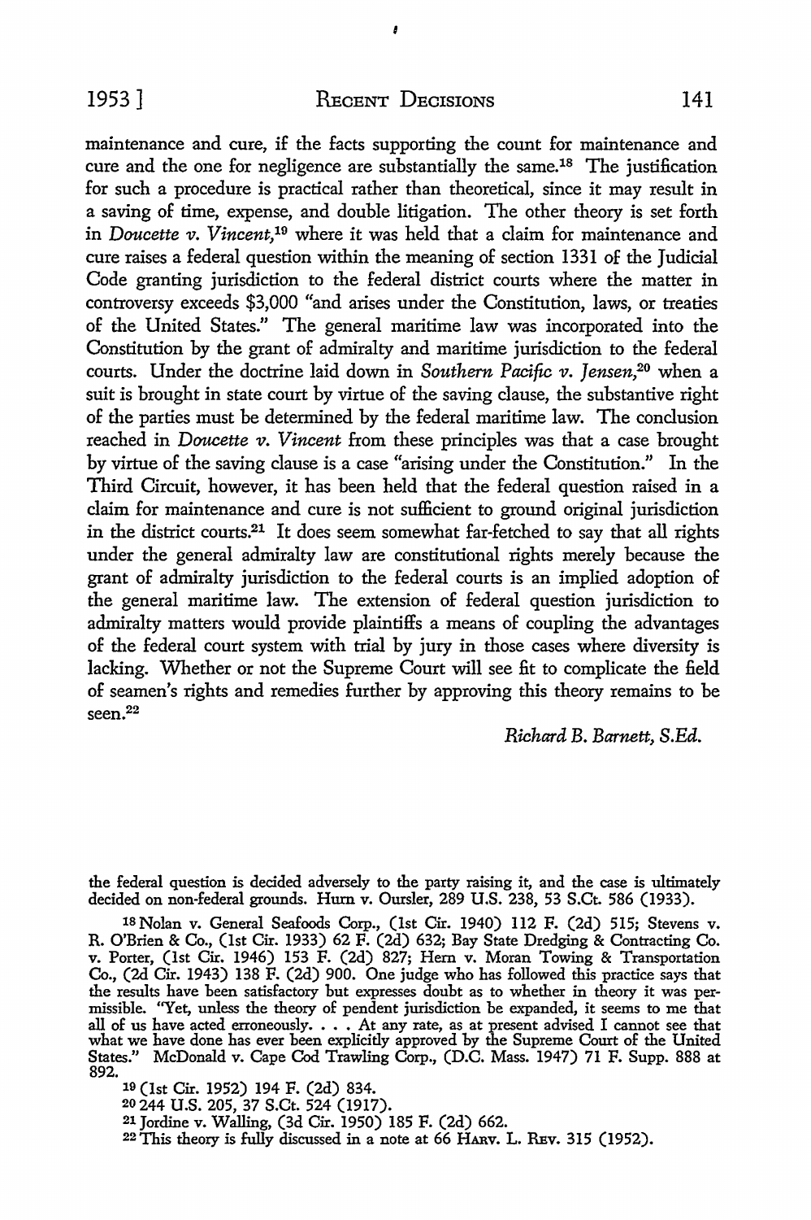maintenance and cure, if the facts supporting the count for maintenance and cure and the one for negligence are substantially the same.[18] The justification for such a procedure is practical rather than theoretical, since it may result in a saving of time, expense, and double litigation. The other theory is set forth in *Doucette v. Vincent*,[19] where it was held that a claim for maintenance and cure raises a federal question within the meaning of section 1331 of the Judicial Code granting jurisdiction to the federal district courts where the matter in controversy exceeds $3,000 "and arises under the Constitution, laws, or treaties of the United States." The general maritime law was incorporated into the Constitution by the grant of admiralty and maritime jurisdiction to the federal courts. Under the doctrine laid down in *Southern Pacific v. Jensen*,[20] when a suit is brought in state court by virtue of the saving clause, the substantive right of the parties must be determined by the federal maritime law. The conclusion reached in *Doucette v. Vincent* from these principles was that a case brought by virtue of the saving clause is a case "arising under the Constitution." In the Third Circuit, however, it has been held that the federal question raised in a claim for maintenance and cure is not sufficient to ground original jurisdiction in the district courts.[21] It does seem somewhat far-fetched to say that all rights under the general admiralty law are constitutional rights merely because the grant of admiralty jurisdiction to the federal courts is an implied adoption of the general maritime law. The extension of federal question jurisdiction to admiralty matters would provide plaintiffs a means of coupling the advantages of the federal court system with trial by jury in those cases where diversity is lacking. Whether or not the Supreme Court will see fit to complicate the field of seamen's rights and remedies further by approving this theory remains to be seen.[22]

*Richard B. Barnett, S.Ed.*

---

the federal question is decided adversely to the party raising it, and the case is ultimately decided on non-federal grounds. Hurn v. Oursler, 289 U.S. 238, 53 S.Ct. 586 (1933).

[18] Nolan v. General Seafoods Corp., (1st Cir. 1940) 112 F. (2d) 515; Stevens v. R. O'Brien & Co., (1st Cir. 1933) 62 F. (2d) 632; Bay State Dredging & Contracting Co. v. Porter, (1st Cir. 1946) 153 F. (2d) 827; Hern v. Moran Towing & Transportation Co., (2d Cir. 1943) 138 F. (2d) 900. One judge who has followed this practice says that the results have been satisfactory but expresses doubt as to whether in theory it was permissible. "Yet, unless the theory of pendent jurisdiction be expanded, it seems to me that all of us have acted erroneously. . . . At any rate, as at present advised I cannot see that what we have done has ever been explicitly approved by the Supreme Court of the United States." McDonald v. Cape Cod Trawling Corp., (D.C. Mass. 1947) 71 F. Supp. 888 at 892.

[19] (1st Cir. 1952) 194 F. (2d) 834.

[20] 244 U.S. 205, 37 S.Ct. 524 (1917).

[21] Jordine v. Walling, (3d Cir. 1950) 185 F. (2d) 662.

[22] This theory is fully discussed in a note at 66 HARV. L. REV. 315 (1952).